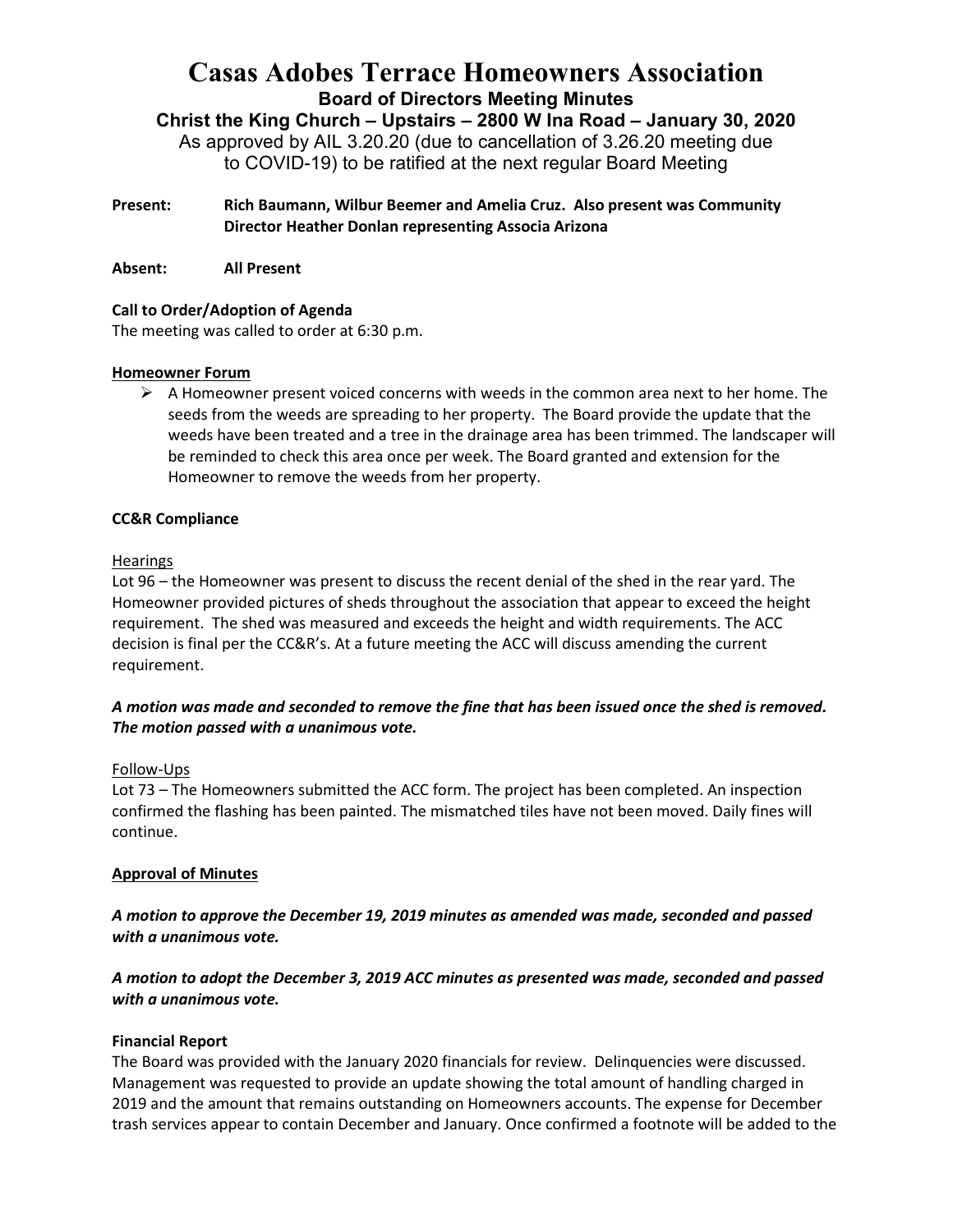# Casas Adobes Terrace Homeowners Association

## Board of Directors Meeting Minutes

### Christ the King Church – Upstairs – 2800 W Ina Road – January 30, 2020

As approved by AIL 3.20.20 (due to cancellation of 3.26.20 meeting due to COVID-19) to be ratified at the next regular Board Meeting

**Present:** **Rich Baumann, Wilbur Beemer and Amelia Cruz. Also present was Community Director Heather Donlan representing Associa Arizona**

**Absent:** **All Present**

**Call to Order/Adoption of Agenda**

The meeting was called to order at 6:30 p.m.

**Homeowner Forum**

- A Homeowner present voiced concerns with weeds in the common area next to her home. The seeds from the weeds are spreading to her property. The Board provide the update that the weeds have been treated and a tree in the drainage area has been trimmed. The landscaper will be reminded to check this area once per week. The Board granted and extension for the Homeowner to remove the weeds from her property.

**CC&R Compliance**

Hearings

Lot 96 – the Homeowner was present to discuss the recent denial of the shed in the rear yard. The Homeowner provided pictures of sheds throughout the association that appear to exceed the height requirement. The shed was measured and exceeds the height and width requirements. The ACC decision is final per the CC&R's. At a future meeting the ACC will discuss amending the current requirement.

***A motion was made and seconded to remove the fine that has been issued once the shed is removed. The motion passed with a unanimous vote.***

Follow-Ups

Lot 73 – The Homeowners submitted the ACC form. The project has been completed. An inspection confirmed the flashing has been painted. The mismatched tiles have not been moved. Daily fines will continue.

**Approval of Minutes**

***A motion to approve the December 19, 2019 minutes as amended was made, seconded and passed with a unanimous vote.***

***A motion to adopt the December 3, 2019 ACC minutes as presented was made, seconded and passed with a unanimous vote.***

**Financial Report**

The Board was provided with the January 2020 financials for review. Delinquencies were discussed. Management was requested to provide an update showing the total amount of handling charged in 2019 and the amount that remains outstanding on Homeowners accounts. The expense for December trash services appear to contain December and January. Once confirmed a footnote will be added to the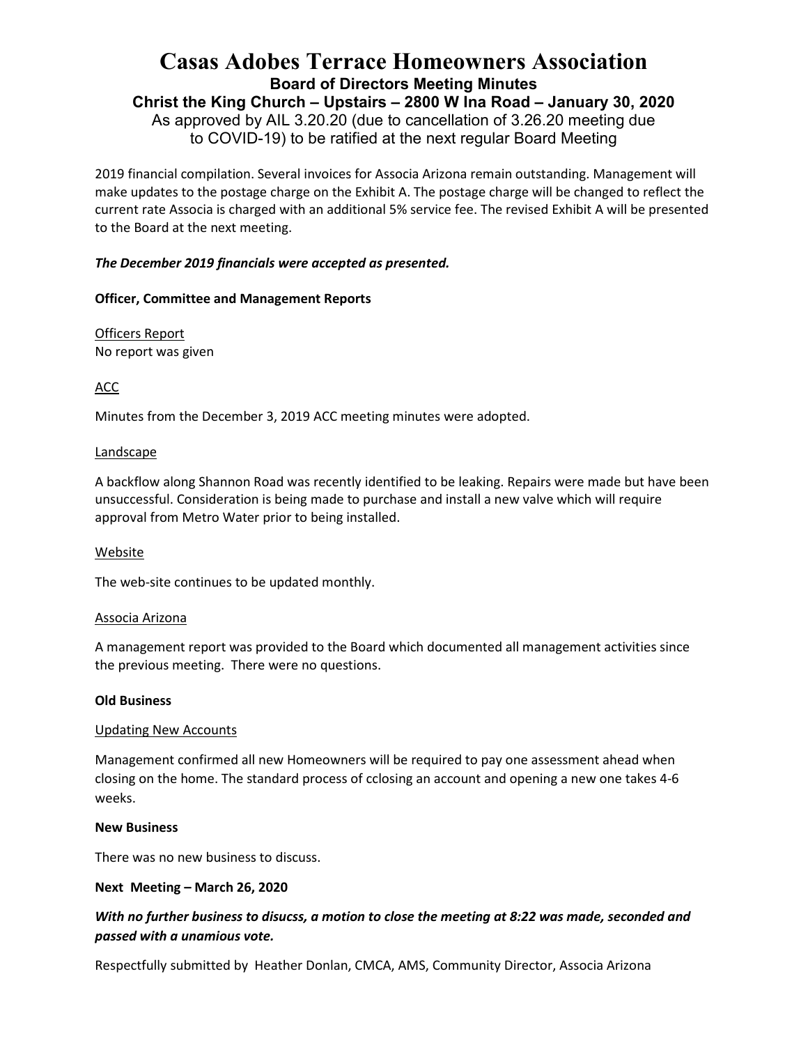# Casas Adobes Terrace Homeowners Association

**Board of Directors Meeting Minutes**

**Christ the King Church – Upstairs – 2800 W Ina Road – January 30, 2020**

As approved by AIL 3.20.20 (due to cancellation of 3.26.20 meeting due to COVID-19) to be ratified at the next regular Board Meeting

2019 financial compilation. Several invoices for Associa Arizona remain outstanding. Management will make updates to the postage charge on the Exhibit A. The postage charge will be changed to reflect the current rate Associa is charged with an additional 5% service fee. The revised Exhibit A will be presented to the Board at the next meeting.

***The December 2019 financials were accepted as presented.***

**Officer, Committee and Management Reports**

Officers Report

No report was given

ACC

Minutes from the December 3, 2019 ACC meeting minutes were adopted.

Landscape

A backflow along Shannon Road was recently identified to be leaking. Repairs were made but have been unsuccessful. Consideration is being made to purchase and install a new valve which will require approval from Metro Water prior to being installed.

Website

The web-site continues to be updated monthly.

Associa Arizona

A management report was provided to the Board which documented all management activities since the previous meeting. There were no questions.

**Old Business**

Updating New Accounts

Management confirmed all new Homeowners will be required to pay one assessment ahead when closing on the home. The standard process of cclosing an account and opening a new one takes 4-6 weeks.

**New Business**

There was no new business to discuss.

**Next Meeting – March 26, 2020**

***With no further business to disucss, a motion to close the meeting at 8:22 was made, seconded and passed with a unamious vote.***

Respectfully submitted by Heather Donlan, CMCA, AMS, Community Director, Associa Arizona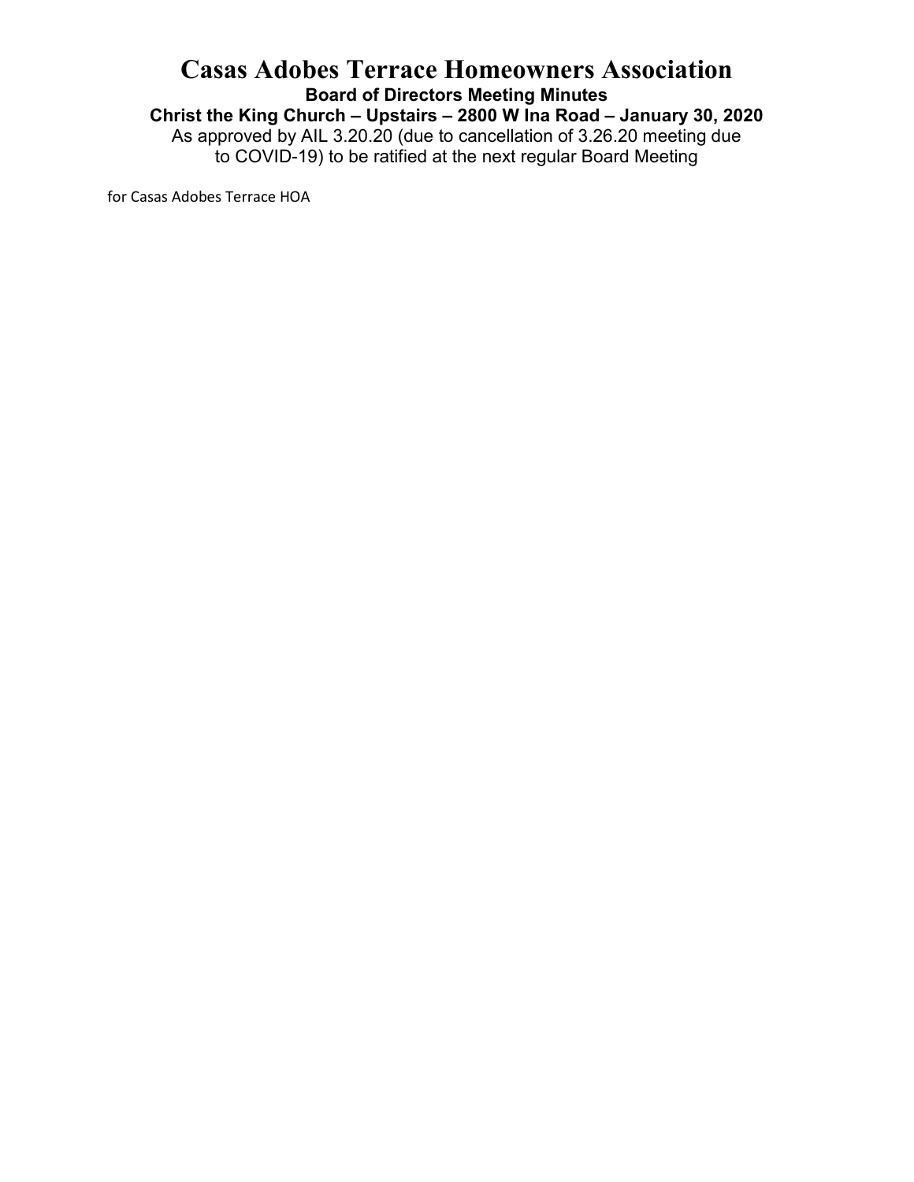# Casas Adobes Terrace Homeowners Association

**Board of Directors Meeting Minutes**

**Christ the King Church – Upstairs – 2800 W Ina Road – January 30, 2020**

As approved by AIL 3.20.20 (due to cancellation of 3.26.20 meeting due to COVID-19) to be ratified at the next regular Board Meeting

for Casas Adobes Terrace HOA